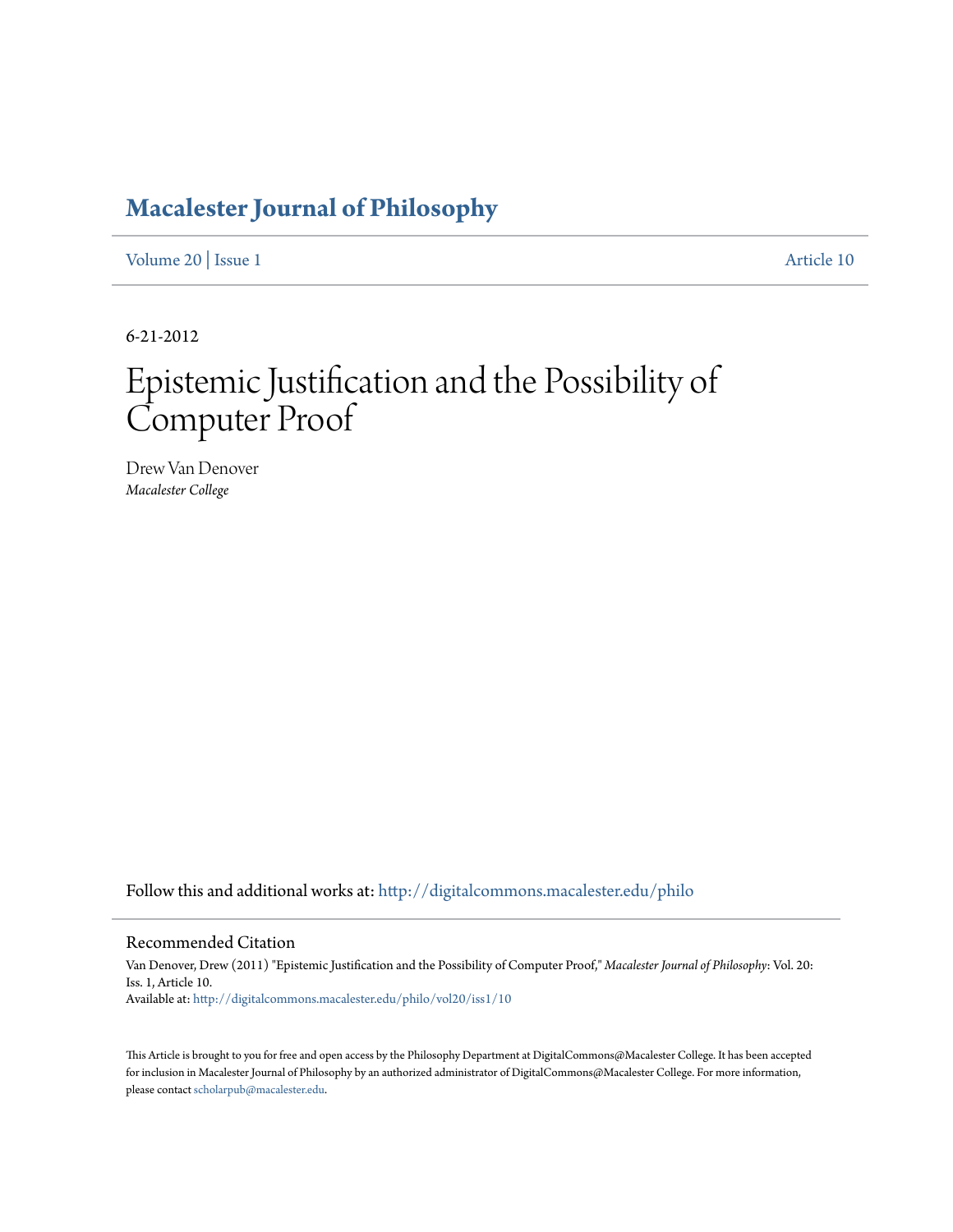# Macalester Journal of Philosophy

Volume 20 | Issue 1 Article 10

6-21-2012

# Epistemic Justification and the Possibility of Computer Proof

Drew Van Denover
*Macalester College*

Follow this and additional works at: http://digitalcommons.macalester.edu/philo

## Recommended Citation

Van Denover, Drew (2011) "Epistemic Justification and the Possibility of Computer Proof," *Macalester Journal of Philosophy*: Vol. 20: Iss. 1, Article 10.
Available at: http://digitalcommons.macalester.edu/philo/vol20/iss1/10

This Article is brought to you for free and open access by the Philosophy Department at DigitalCommons@Macalester College. It has been accepted for inclusion in Macalester Journal of Philosophy by an authorized administrator of DigitalCommons@Macalester College. For more information, please contact scholarpub@macalester.edu.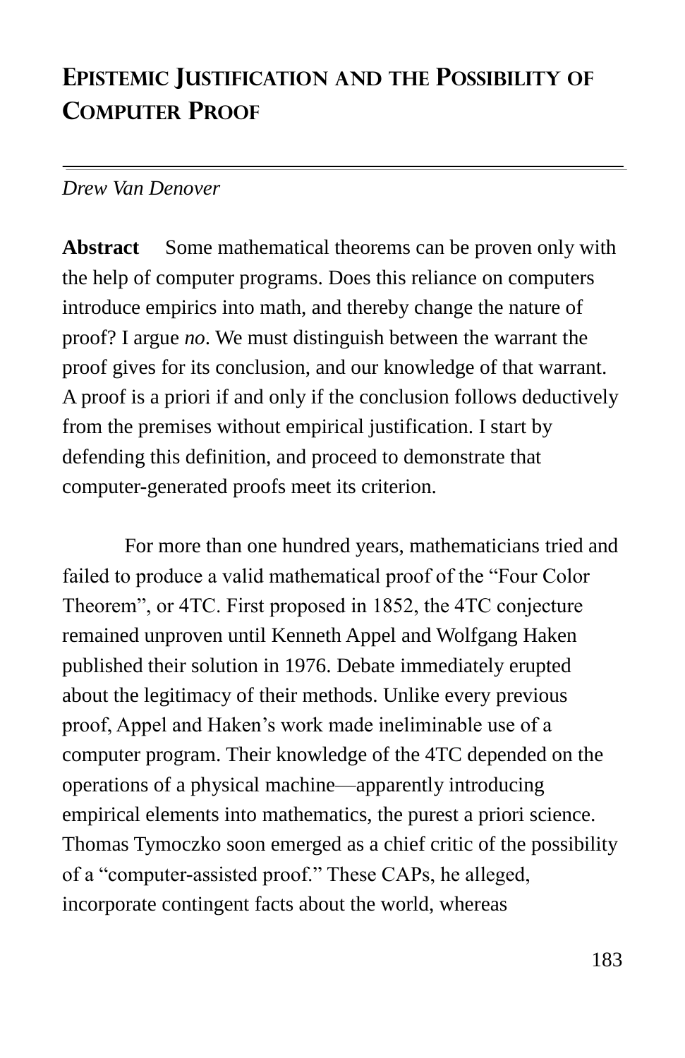# Epistemic Justification and the Possibility of Computer Proof

*Drew Van Denover*

**Abstract** Some mathematical theorems can be proven only with the help of computer programs. Does this reliance on computers introduce empirics into math, and thereby change the nature of proof? I argue *no*. We must distinguish between the warrant the proof gives for its conclusion, and our knowledge of that warrant. A proof is a priori if and only if the conclusion follows deductively from the premises without empirical justification. I start by defending this definition, and proceed to demonstrate that computer-generated proofs meet its criterion.

For more than one hundred years, mathematicians tried and failed to produce a valid mathematical proof of the "Four Color Theorem", or 4TC. First proposed in 1852, the 4TC conjecture remained unproven until Kenneth Appel and Wolfgang Haken published their solution in 1976. Debate immediately erupted about the legitimacy of their methods. Unlike every previous proof, Appel and Haken's work made ineliminable use of a computer program. Their knowledge of the 4TC depended on the operations of a physical machine—apparently introducing empirical elements into mathematics, the purest a priori science. Thomas Tymoczko soon emerged as a chief critic of the possibility of a "computer-assisted proof." These CAPs, he alleged, incorporate contingent facts about the world, whereas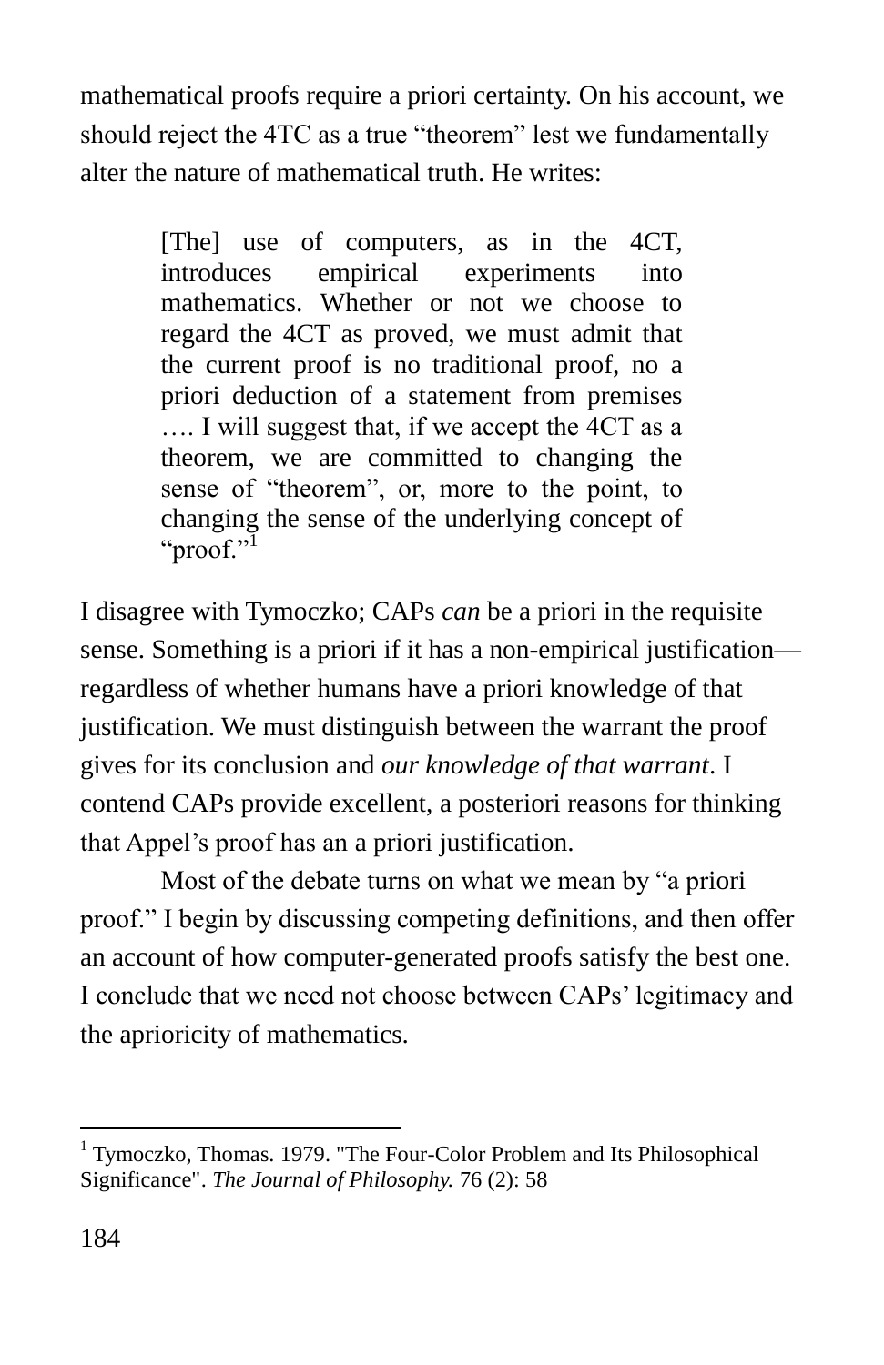mathematical proofs require a priori certainty. On his account, we should reject the 4TC as a true "theorem" lest we fundamentally alter the nature of mathematical truth. He writes:

> [The] use of computers, as in the 4CT, introduces empirical experiments into mathematics. Whether or not we choose to regard the 4CT as proved, we must admit that the current proof is no traditional proof, no a priori deduction of a statement from premises …. I will suggest that, if we accept the 4CT as a theorem, we are committed to changing the sense of "theorem", or, more to the point, to changing the sense of the underlying concept of "proof."[1]

I disagree with Tymoczko; CAPs *can* be a priori in the requisite sense. Something is a priori if it has a non-empirical justification—regardless of whether humans have a priori knowledge of that justification. We must distinguish between the warrant the proof gives for its conclusion and *our knowledge of that warrant*. I contend CAPs provide excellent, a posteriori reasons for thinking that Appel's proof has an a priori justification.

Most of the debate turns on what we mean by "a priori proof." I begin by discussing competing definitions, and then offer an account of how computer-generated proofs satisfy the best one. I conclude that we need not choose between CAPs' legitimacy and the aprioricity of mathematics.

---

[1] Tymoczko, Thomas. 1979. "The Four-Color Problem and Its Philosophical Significance". *The Journal of Philosophy.* 76 (2): 58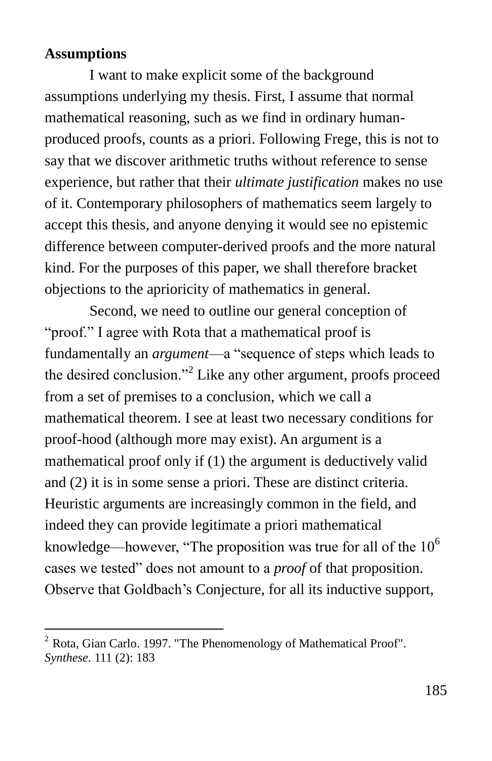**Assumptions**

I want to make explicit some of the background assumptions underlying my thesis. First, I assume that normal mathematical reasoning, such as we find in ordinary human-produced proofs, counts as a priori. Following Frege, this is not to say that we discover arithmetic truths without reference to sense experience, but rather that their *ultimate justification* makes no use of it. Contemporary philosophers of mathematics seem largely to accept this thesis, and anyone denying it would see no epistemic difference between computer-derived proofs and the more natural kind. For the purposes of this paper, we shall therefore bracket objections to the aprioricity of mathematics in general.

Second, we need to outline our general conception of "proof." I agree with Rota that a mathematical proof is fundamentally an *argument*—a "sequence of steps which leads to the desired conclusion."[2] Like any other argument, proofs proceed from a set of premises to a conclusion, which we call a mathematical theorem. I see at least two necessary conditions for proof-hood (although more may exist). An argument is a mathematical proof only if (1) the argument is deductively valid and (2) it is in some sense a priori. These are distinct criteria. Heuristic arguments are increasingly common in the field, and indeed they can provide legitimate a priori mathematical knowledge—however, "The proposition was true for all of the $10^6$ cases we tested" does not amount to a *proof* of that proposition. Observe that Goldbach's Conjecture, for all its inductive support,

---

[2] Rota, Gian Carlo. 1997. "The Phenomenology of Mathematical Proof". *Synthese.* 111 (2): 183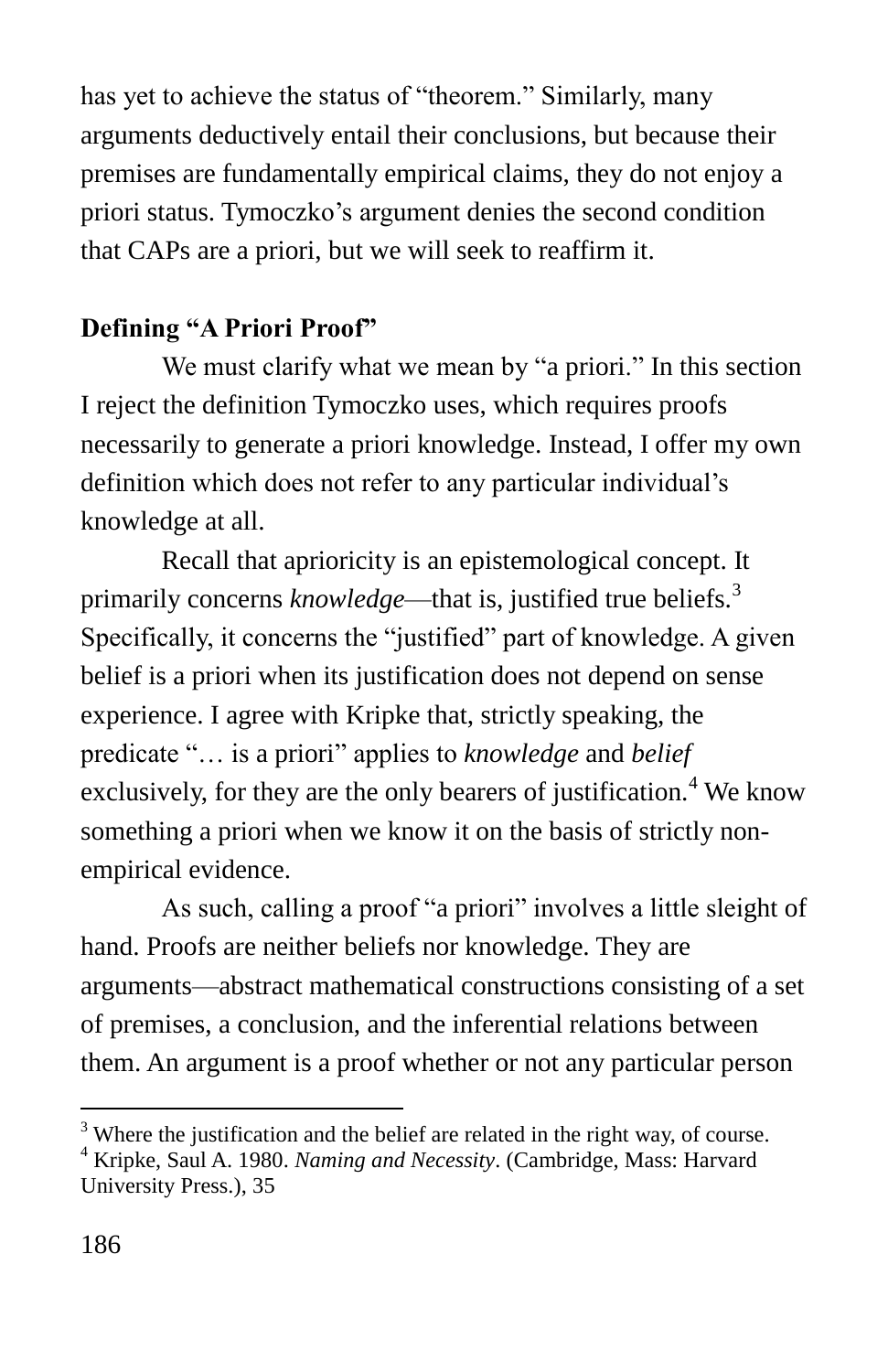has yet to achieve the status of "theorem." Similarly, many arguments deductively entail their conclusions, but because their premises are fundamentally empirical claims, they do not enjoy a priori status. Tymoczko's argument denies the second condition that CAPs are a priori, but we will seek to reaffirm it.

**Defining "A Priori Proof"**

We must clarify what we mean by "a priori." In this section I reject the definition Tymoczko uses, which requires proofs necessarily to generate a priori knowledge. Instead, I offer my own definition which does not refer to any particular individual's knowledge at all.

Recall that aprioricity is an epistemological concept. It primarily concerns *knowledge*—that is, justified true beliefs.[3] Specifically, it concerns the "justified" part of knowledge. A given belief is a priori when its justification does not depend on sense experience. I agree with Kripke that, strictly speaking, the predicate "… is a priori" applies to *knowledge* and *belief* exclusively, for they are the only bearers of justification.[4] We know something a priori when we know it on the basis of strictly non-empirical evidence.

As such, calling a proof "a priori" involves a little sleight of hand. Proofs are neither beliefs nor knowledge. They are arguments—abstract mathematical constructions consisting of a set of premises, a conclusion, and the inferential relations between them. An argument is a proof whether or not any particular person

[3] Where the justification and the belief are related in the right way, of course.

[4] Kripke, Saul A. 1980. *Naming and Necessity*. (Cambridge, Mass: Harvard University Press.), 35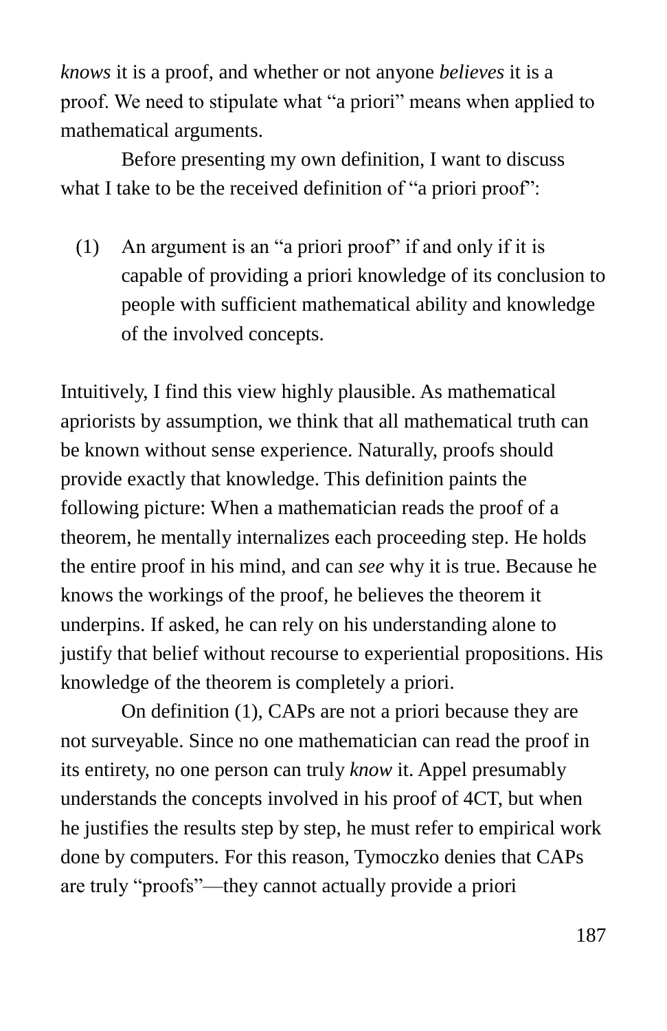*knows* it is a proof, and whether or not anyone *believes* it is a proof. We need to stipulate what "a priori" means when applied to mathematical arguments.

Before presenting my own definition, I want to discuss what I take to be the received definition of "a priori proof":

(1) An argument is an "a priori proof" if and only if it is capable of providing a priori knowledge of its conclusion to people with sufficient mathematical ability and knowledge of the involved concepts.

Intuitively, I find this view highly plausible. As mathematical apriorists by assumption, we think that all mathematical truth can be known without sense experience. Naturally, proofs should provide exactly that knowledge. This definition paints the following picture: When a mathematician reads the proof of a theorem, he mentally internalizes each proceeding step. He holds the entire proof in his mind, and can *see* why it is true. Because he knows the workings of the proof, he believes the theorem it underpins. If asked, he can rely on his understanding alone to justify that belief without recourse to experiential propositions. His knowledge of the theorem is completely a priori.

On definition (1), CAPs are not a priori because they are not surveyable. Since no one mathematician can read the proof in its entirety, no one person can truly *know* it. Appel presumably understands the concepts involved in his proof of 4CT, but when he justifies the results step by step, he must refer to empirical work done by computers. For this reason, Tymoczko denies that CAPs are truly "proofs"—they cannot actually provide a priori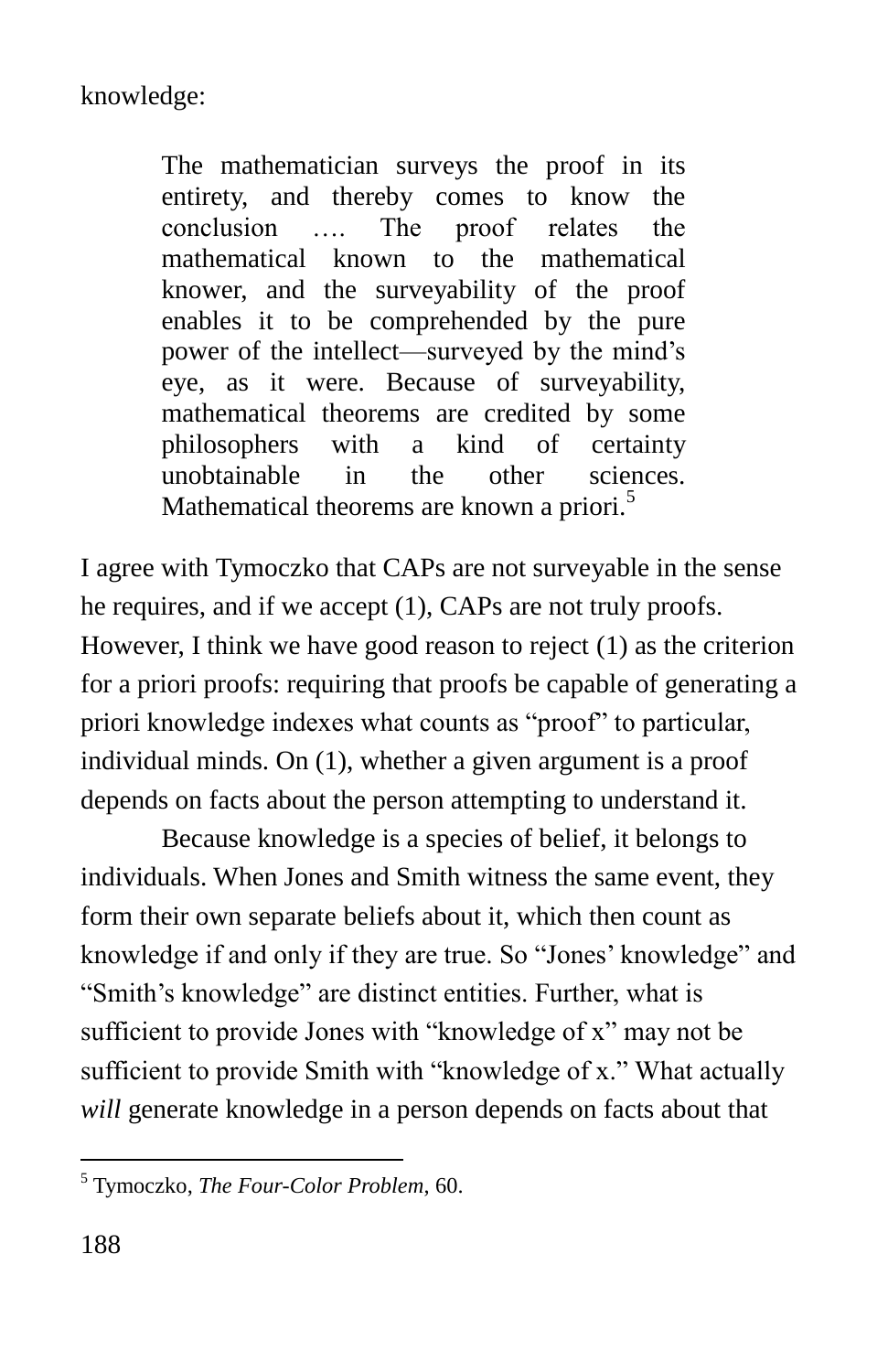knowledge:

> The mathematician surveys the proof in its entirety, and thereby comes to know the conclusion …. The proof relates the mathematical known to the mathematical knower, and the surveyability of the proof enables it to be comprehended by the pure power of the intellect—surveyed by the mind's eye, as it were. Because of surveyability, mathematical theorems are credited by some philosophers with a kind of certainty unobtainable in the other sciences. Mathematical theorems are known a priori.[5]

I agree with Tymoczko that CAPs are not surveyable in the sense he requires, and if we accept (1), CAPs are not truly proofs. However, I think we have good reason to reject (1) as the criterion for a priori proofs: requiring that proofs be capable of generating a priori knowledge indexes what counts as "proof" to particular, individual minds. On (1), whether a given argument is a proof depends on facts about the person attempting to understand it.

Because knowledge is a species of belief, it belongs to individuals. When Jones and Smith witness the same event, they form their own separate beliefs about it, which then count as knowledge if and only if they are true. So "Jones' knowledge" and "Smith's knowledge" are distinct entities. Further, what is sufficient to provide Jones with "knowledge of x" may not be sufficient to provide Smith with "knowledge of x." What actually *will* generate knowledge in a person depends on facts about that

---

[5] Tymoczko, *The Four-Color Problem*, 60.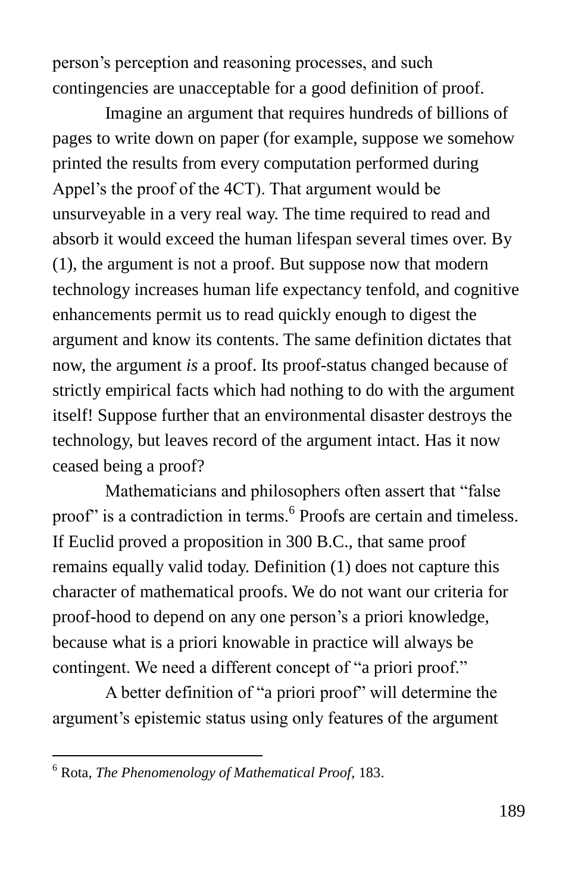person's perception and reasoning processes, and such contingencies are unacceptable for a good definition of proof.

Imagine an argument that requires hundreds of billions of pages to write down on paper (for example, suppose we somehow printed the results from every computation performed during Appel's the proof of the 4CT). That argument would be unsurveyable in a very real way. The time required to read and absorb it would exceed the human lifespan several times over. By (1), the argument is not a proof. But suppose now that modern technology increases human life expectancy tenfold, and cognitive enhancements permit us to read quickly enough to digest the argument and know its contents. The same definition dictates that now, the argument *is* a proof. Its proof-status changed because of strictly empirical facts which had nothing to do with the argument itself! Suppose further that an environmental disaster destroys the technology, but leaves record of the argument intact. Has it now ceased being a proof?

Mathematicians and philosophers often assert that "false proof" is a contradiction in terms.[6] Proofs are certain and timeless. If Euclid proved a proposition in 300 B.C., that same proof remains equally valid today. Definition (1) does not capture this character of mathematical proofs. We do not want our criteria for proof-hood to depend on any one person's a priori knowledge, because what is a priori knowable in practice will always be contingent. We need a different concept of "a priori proof."

A better definition of "a priori proof" will determine the argument's epistemic status using only features of the argument

---

[6] Rota, *The Phenomenology of Mathematical Proof*, 183.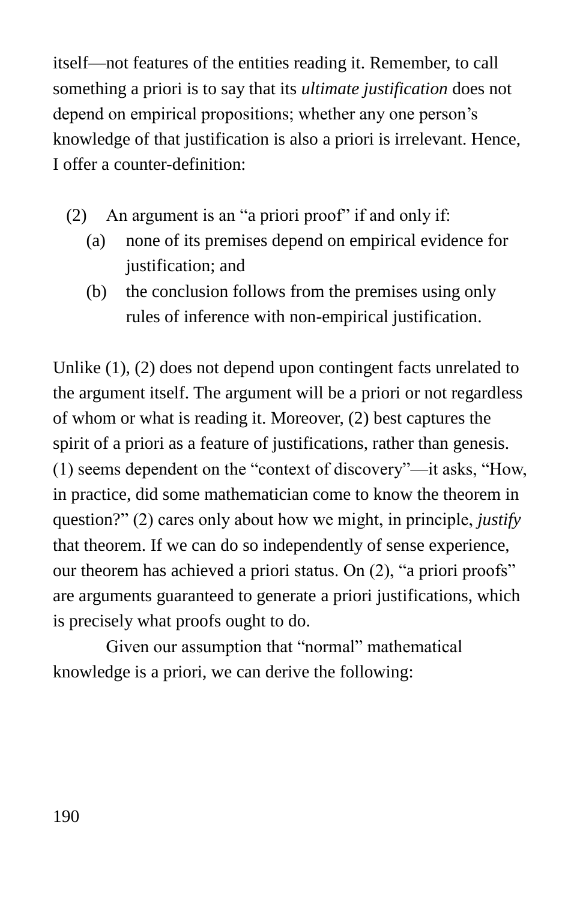itself—not features of the entities reading it. Remember, to call something a priori is to say that its *ultimate justification* does not depend on empirical propositions; whether any one person's knowledge of that justification is also a priori is irrelevant. Hence, I offer a counter-definition:

(2) An argument is an "a priori proof" if and only if:
  (a) none of its premises depend on empirical evidence for justification; and
  (b) the conclusion follows from the premises using only rules of inference with non-empirical justification.

Unlike (1), (2) does not depend upon contingent facts unrelated to the argument itself. The argument will be a priori or not regardless of whom or what is reading it. Moreover, (2) best captures the spirit of a priori as a feature of justifications, rather than genesis. (1) seems dependent on the "context of discovery"—it asks, "How, in practice, did some mathematician come to know the theorem in question?" (2) cares only about how we might, in principle, *justify* that theorem. If we can do so independently of sense experience, our theorem has achieved a priori status. On (2), "a priori proofs" are arguments guaranteed to generate a priori justifications, which is precisely what proofs ought to do.

Given our assumption that "normal" mathematical knowledge is a priori, we can derive the following: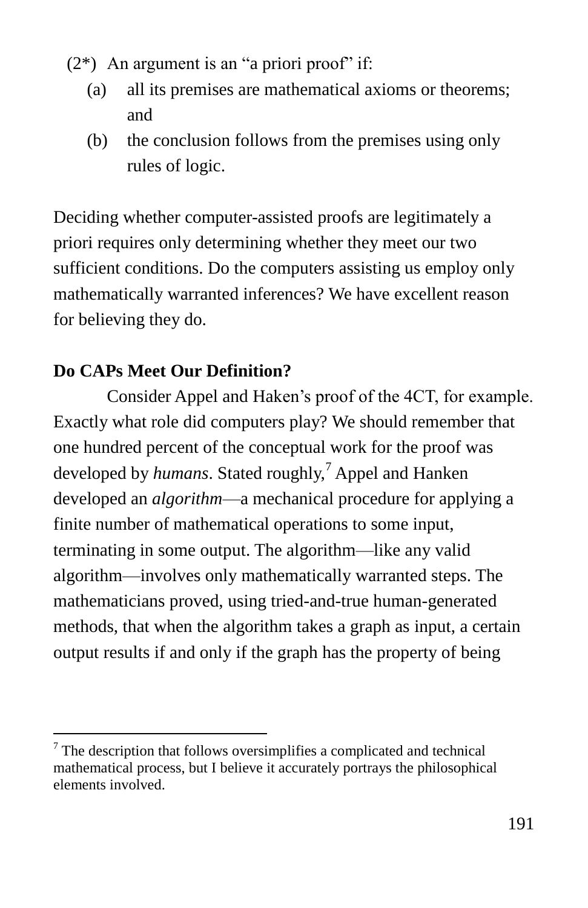(2*) An argument is an "a priori proof" if:

(a) all its premises are mathematical axioms or theorems; and

(b) the conclusion follows from the premises using only rules of logic.

Deciding whether computer-assisted proofs are legitimately a priori requires only determining whether they meet our two sufficient conditions. Do the computers assisting us employ only mathematically warranted inferences? We have excellent reason for believing they do.

**Do CAPs Meet Our Definition?**

Consider Appel and Haken's proof of the 4CT, for example. Exactly what role did computers play? We should remember that one hundred percent of the conceptual work for the proof was developed by *humans*. Stated roughly,[7] Appel and Hanken developed an *algorithm*—a mechanical procedure for applying a finite number of mathematical operations to some input, terminating in some output. The algorithm—like any valid algorithm—involves only mathematically warranted steps. The mathematicians proved, using tried-and-true human-generated methods, that when the algorithm takes a graph as input, a certain output results if and only if the graph has the property of being

[7] The description that follows oversimplifies a complicated and technical mathematical process, but I believe it accurately portrays the philosophical elements involved.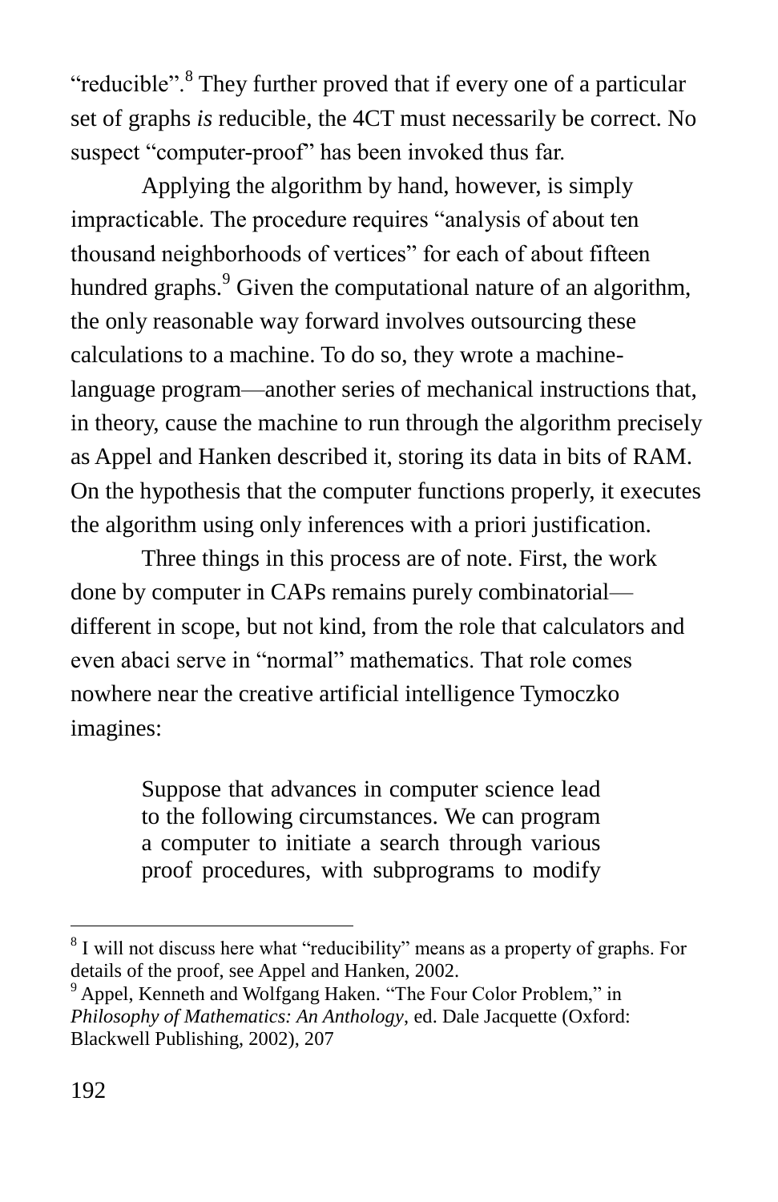"reducible".[8] They further proved that if every one of a particular set of graphs *is* reducible, the 4CT must necessarily be correct. No suspect "computer-proof" has been invoked thus far.

Applying the algorithm by hand, however, is simply impracticable. The procedure requires "analysis of about ten thousand neighborhoods of vertices" for each of about fifteen hundred graphs.[9] Given the computational nature of an algorithm, the only reasonable way forward involves outsourcing these calculations to a machine. To do so, they wrote a machine-language program—another series of mechanical instructions that, in theory, cause the machine to run through the algorithm precisely as Appel and Hanken described it, storing its data in bits of RAM. On the hypothesis that the computer functions properly, it executes the algorithm using only inferences with a priori justification.

Three things in this process are of note. First, the work done by computer in CAPs remains purely combinatorial—different in scope, but not kind, from the role that calculators and even abaci serve in "normal" mathematics. That role comes nowhere near the creative artificial intelligence Tymoczko imagines:

> Suppose that advances in computer science lead to the following circumstances. We can program a computer to initiate a search through various proof procedures, with subprograms to modify

---

[8] I will not discuss here what "reducibility" means as a property of graphs. For details of the proof, see Appel and Hanken, 2002.

[9] Appel, Kenneth and Wolfgang Haken. "The Four Color Problem," in *Philosophy of Mathematics: An Anthology*, ed. Dale Jacquette (Oxford: Blackwell Publishing, 2002), 207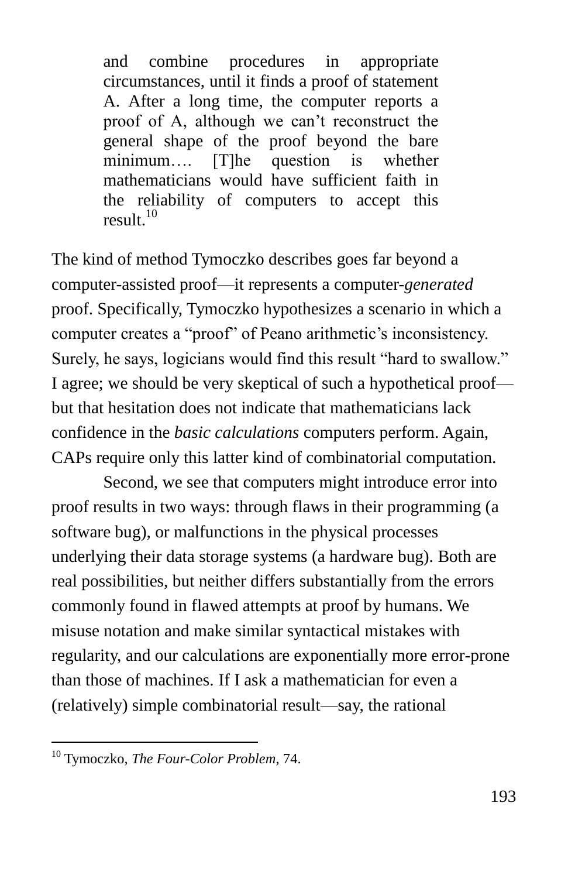> and combine procedures in appropriate circumstances, until it finds a proof of statement A. After a long time, the computer reports a proof of A, although we can't reconstruct the general shape of the proof beyond the bare minimum…. [T]he question is whether mathematicians would have sufficient faith in the reliability of computers to accept this result.[10]

The kind of method Tymoczko describes goes far beyond a computer-assisted proof—it represents a computer-*generated* proof. Specifically, Tymoczko hypothesizes a scenario in which a computer creates a "proof" of Peano arithmetic's inconsistency. Surely, he says, logicians would find this result "hard to swallow." I agree; we should be very skeptical of such a hypothetical proof—but that hesitation does not indicate that mathematicians lack confidence in the *basic calculations* computers perform. Again, CAPs require only this latter kind of combinatorial computation.

Second, we see that computers might introduce error into proof results in two ways: through flaws in their programming (a software bug), or malfunctions in the physical processes underlying their data storage systems (a hardware bug). Both are real possibilities, but neither differs substantially from the errors commonly found in flawed attempts at proof by humans. We misuse notation and make similar syntactical mistakes with regularity, and our calculations are exponentially more error-prone than those of machines. If I ask a mathematician for even a (relatively) simple combinatorial result—say, the rational

---

[10] Tymoczko, *The Four-Color Problem*, 74.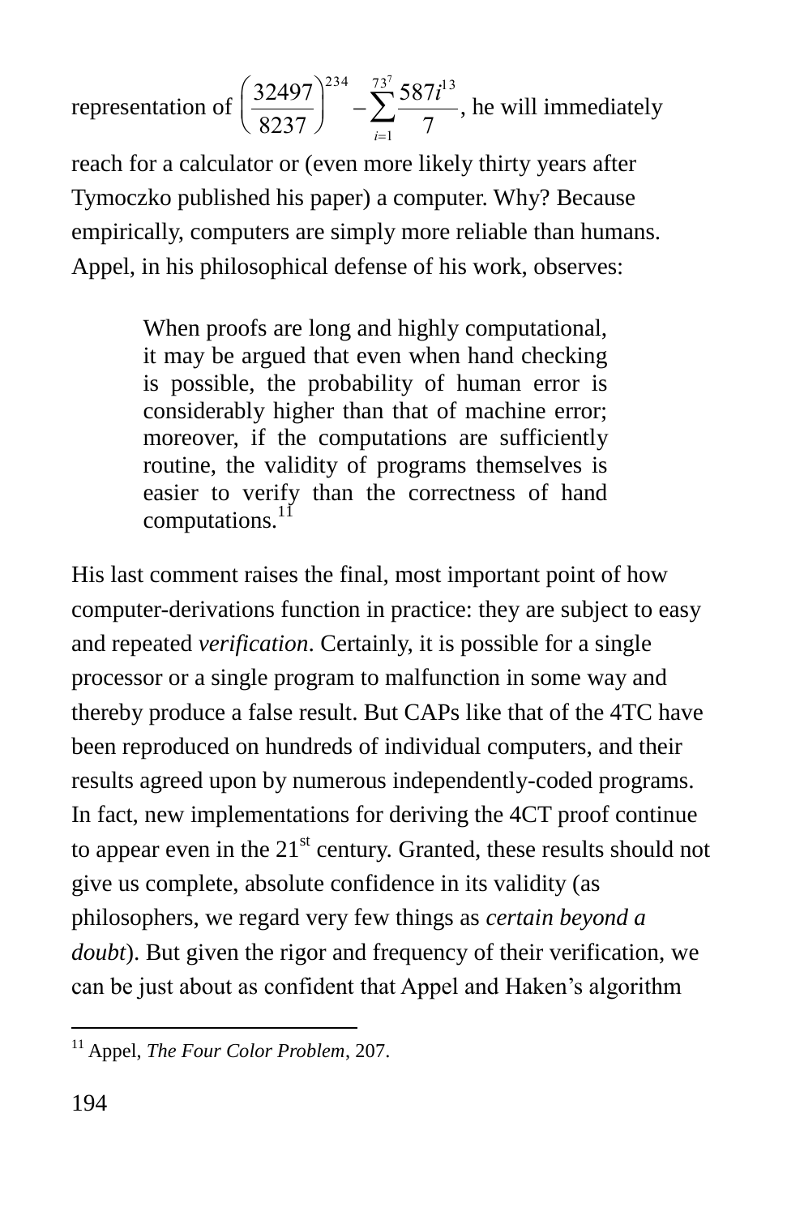representation of $\left(\frac{32497}{8237}\right)^{234} - \sum_{i=1}^{73^7} \frac{587i^{13}}{7}$, he will immediately reach for a calculator or (even more likely thirty years after Tymoczko published his paper) a computer. Why? Because empirically, computers are simply more reliable than humans. Appel, in his philosophical defense of his work, observes:

> When proofs are long and highly computational, it may be argued that even when hand checking is possible, the probability of human error is considerably higher than that of machine error; moreover, if the computations are sufficiently routine, the validity of programs themselves is easier to verify than the correctness of hand computations.[11]

His last comment raises the final, most important point of how computer-derivations function in practice: they are subject to easy and repeated *verification*. Certainly, it is possible for a single processor or a single program to malfunction in some way and thereby produce a false result. But CAPs like that of the 4TC have been reproduced on hundreds of individual computers, and their results agreed upon by numerous independently-coded programs. In fact, new implementations for deriving the 4CT proof continue to appear even in the 21st century. Granted, these results should not give us complete, absolute confidence in its validity (as philosophers, we regard very few things as *certain beyond a doubt*). But given the rigor and frequency of their verification, we can be just about as confident that Appel and Haken's algorithm

[11] Appel, *The Four Color Problem*, 207.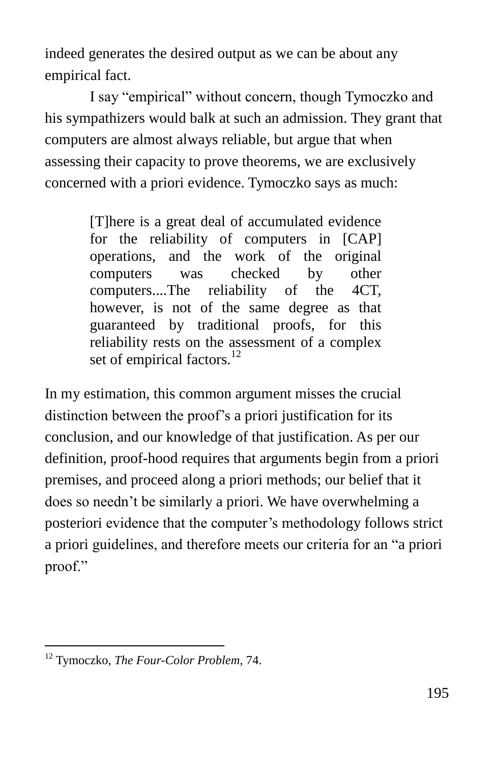indeed generates the desired output as we can be about any empirical fact.

I say "empirical" without concern, though Tymoczko and his sympathizers would balk at such an admission. They grant that computers are almost always reliable, but argue that when assessing their capacity to prove theorems, we are exclusively concerned with a priori evidence. Tymoczko says as much:

> [T]here is a great deal of accumulated evidence for the reliability of computers in [CAP] operations, and the work of the original computers was checked by other computers....The reliability of the 4CT, however, is not of the same degree as that guaranteed by traditional proofs, for this reliability rests on the assessment of a complex set of empirical factors.[12]

In my estimation, this common argument misses the crucial distinction between the proof's a priori justification for its conclusion, and our knowledge of that justification. As per our definition, proof-hood requires that arguments begin from a priori premises, and proceed along a priori methods; our belief that it does so needn't be similarly a priori. We have overwhelming a posteriori evidence that the computer's methodology follows strict a priori guidelines, and therefore meets our criteria for an "a priori proof."

---

[12] Tymoczko, *The Four-Color Problem*, 74.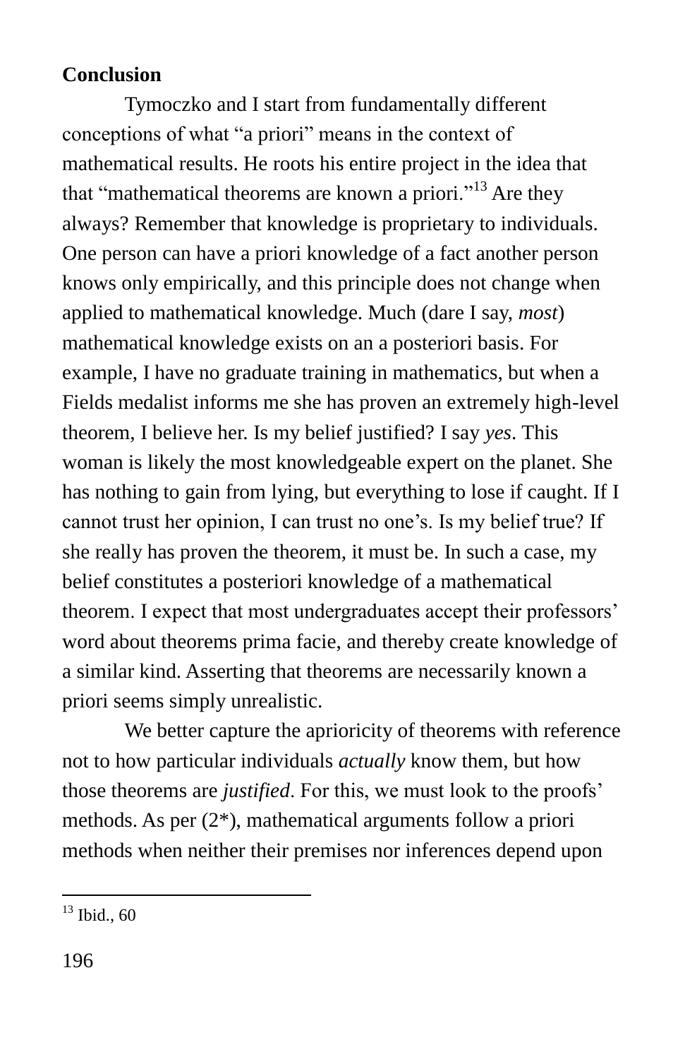## Conclusion

Tymoczko and I start from fundamentally different conceptions of what "a priori" means in the context of mathematical results. He roots his entire project in the idea that that "mathematical theorems are known a priori."[13] Are they always? Remember that knowledge is proprietary to individuals. One person can have a priori knowledge of a fact another person knows only empirically, and this principle does not change when applied to mathematical knowledge. Much (dare I say, *most*) mathematical knowledge exists on an a posteriori basis. For example, I have no graduate training in mathematics, but when a Fields medalist informs me she has proven an extremely high-level theorem, I believe her. Is my belief justified? I say *yes*. This woman is likely the most knowledgeable expert on the planet. She has nothing to gain from lying, but everything to lose if caught. If I cannot trust her opinion, I can trust no one's. Is my belief true? If she really has proven the theorem, it must be. In such a case, my belief constitutes a posteriori knowledge of a mathematical theorem. I expect that most undergraduates accept their professors' word about theorems prima facie, and thereby create knowledge of a similar kind. Asserting that theorems are necessarily known a priori seems simply unrealistic.

We better capture the aprioricity of theorems with reference not to how particular individuals *actually* know them, but how those theorems are *justified*. For this, we must look to the proofs' methods. As per (2*), mathematical arguments follow a priori methods when neither their premises nor inferences depend upon

---

[13] Ibid., 60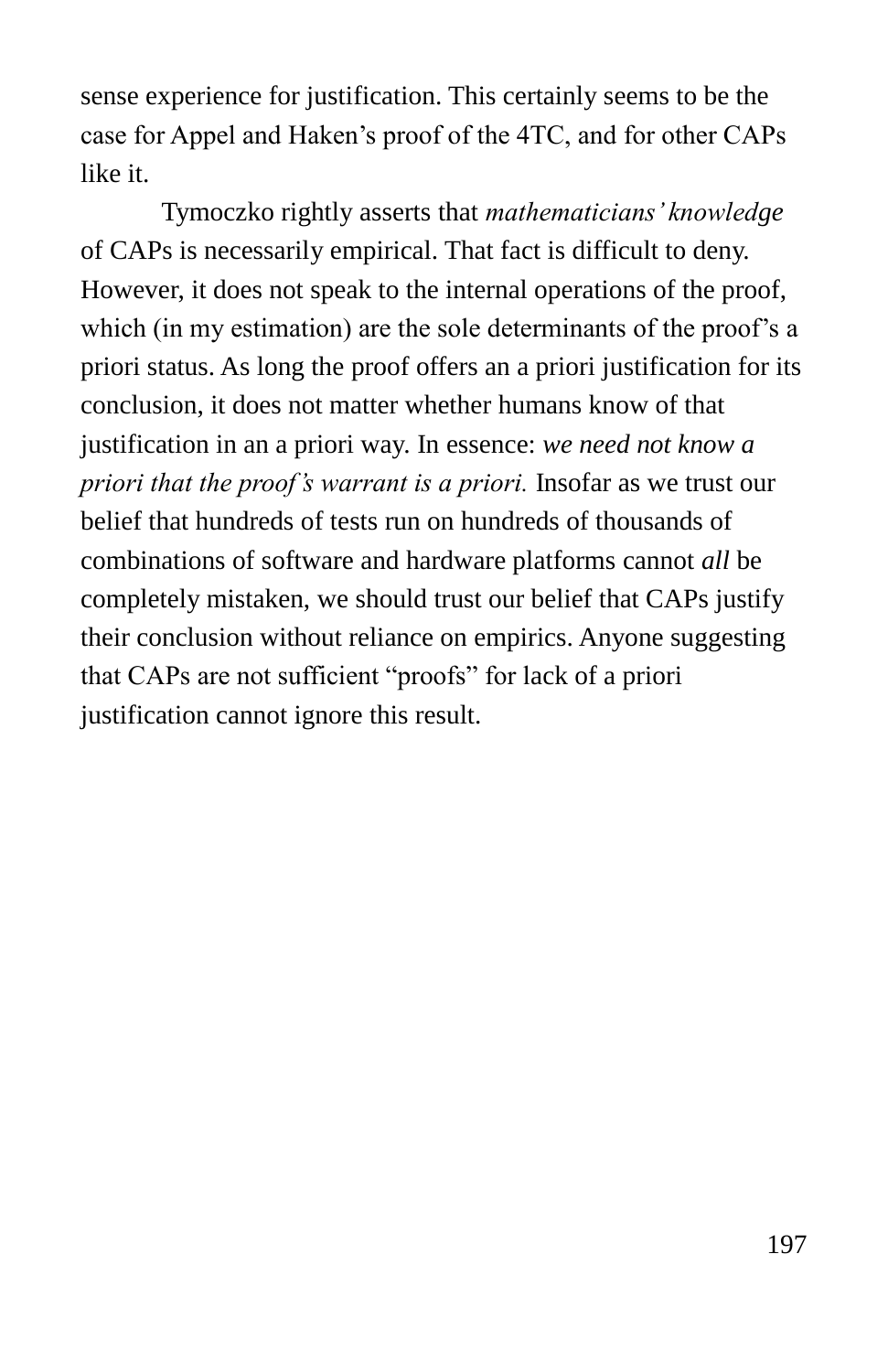sense experience for justification. This certainly seems to be the case for Appel and Haken's proof of the 4TC, and for other CAPs like it.

Tymoczko rightly asserts that *mathematicians' knowledge* of CAPs is necessarily empirical. That fact is difficult to deny. However, it does not speak to the internal operations of the proof, which (in my estimation) are the sole determinants of the proof's a priori status. As long the proof offers an a priori justification for its conclusion, it does not matter whether humans know of that justification in an a priori way. In essence: *we need not know a priori that the proof's warrant is a priori.* Insofar as we trust our belief that hundreds of tests run on hundreds of thousands of combinations of software and hardware platforms cannot *all* be completely mistaken, we should trust our belief that CAPs justify their conclusion without reliance on empirics. Anyone suggesting that CAPs are not sufficient "proofs" for lack of a priori justification cannot ignore this result.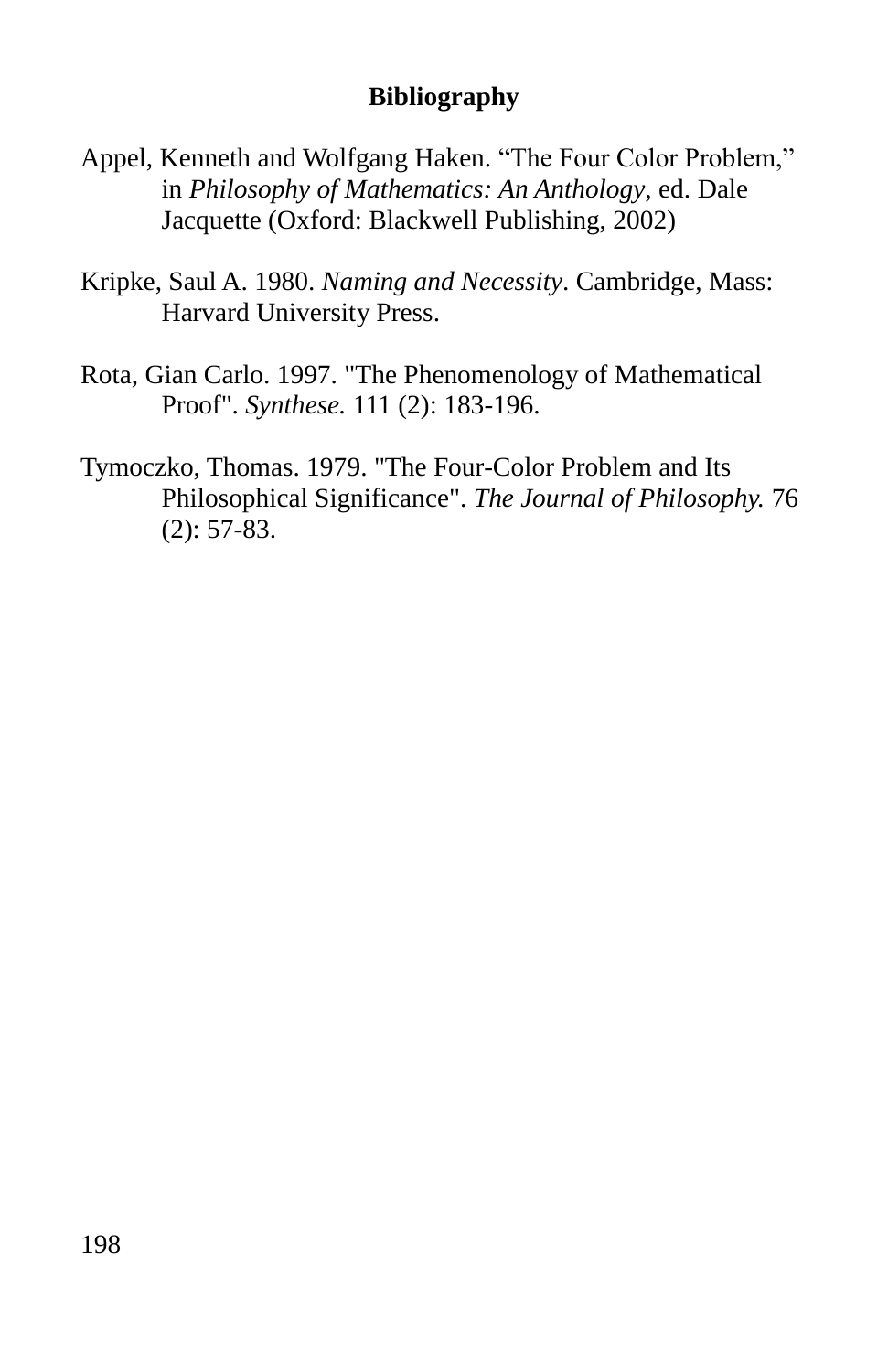## Bibliography

Appel, Kenneth and Wolfgang Haken. “The Four Color Problem,” in *Philosophy of Mathematics: An Anthology*, ed. Dale Jacquette (Oxford: Blackwell Publishing, 2002)

Kripke, Saul A. 1980. *Naming and Necessity*. Cambridge, Mass: Harvard University Press.

Rota, Gian Carlo. 1997. "The Phenomenology of Mathematical Proof". *Synthese.* 111 (2): 183-196.

Tymoczko, Thomas. 1979. "The Four-Color Problem and Its Philosophical Significance". *The Journal of Philosophy.* 76 (2): 57-83.